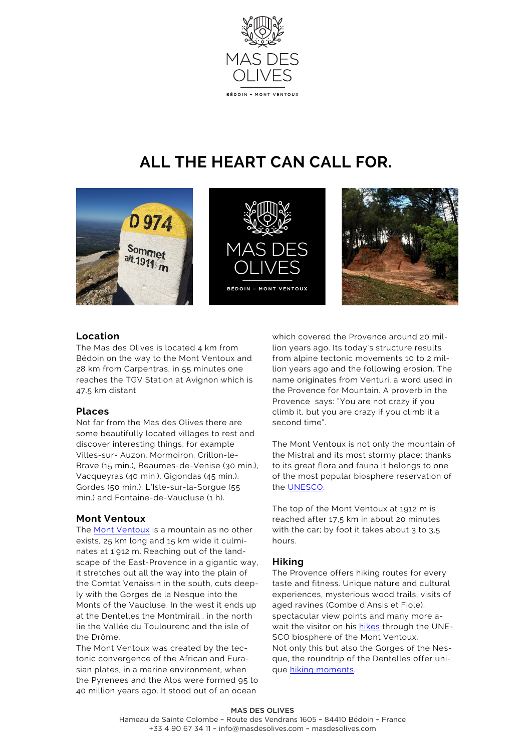MAS DES OLIVES

BÉDOIN – MONT VENTOUX

# ALL THE HEART CAN CALL FOR.

## Location

The Mas des Olives is located 4 km from Bédoin on the way to the Mont Ventoux and 28 km from Carpentras, in 55 minutes one reaches the TGV Station at Avignon which is 47.5 km distant.

## Places

Not far from the Mas des Olives there are some beautifully located villages to rest and discover interesting things, for example Villes-sur- Auzon, Mormoiron, Crillon-le-Brave (15 min.), Beaumes-de-Venise (30 min.), Vacqueyras (40 min.), Gigondas (45 min.), Gordes (50 min.), L'Isle-sur-la-Sorgue (55 min.) and Fontaine-de-Vaucluse (1 h).

## Mont Ventoux

The Mont Ventoux is a mountain as no other exists, 25 km long and 15 km wide it culminates at 1'912 m. Reaching out of the landscape of the East-Provence in a gigantic way, it stretches out all the way into the plain of the Comtat Venaissin in the south, cuts deeply with the Gorges de la Nesque into the Monts of the Vaucluse. In the west it ends up at the Dentelles the Montmirail , in the north lie the Vallée du Toulourenc and the isle of the Drôme.

The Mont Ventoux was created by the tectonic convergence of the African and Eurasian plates, in a marine environment, when the Pyrenees and the Alps were formed 95 to 40 million years ago. It stood out of an ocean which covered the Provence around 20 million years ago. Its today's structure results from alpine tectonic movements 10 to 2 million years ago and the following erosion. The name originates from Venturi, a word used in the Provence for Mountain. A proverb in the Provence says: "You are not crazy if you climb it, but you are crazy if you climb it a second time".

The Mont Ventoux is not only the mountain of the Mistral and its most stormy place; thanks to its great flora and fauna it belongs to one of the most popular biosphere reservation of the UNESCO.

The top of the Mont Ventoux at 1912 m is reached after 17,5 km in about 20 minutes with the car; by foot it takes about 3 to 3,5 hours.

## Hiking

The Provence offers hiking routes for every taste and fitness. Unique nature and cultural experiences, mysterious wood trails, visits of aged ravines (Combe d'Ansis et Fiole), spectacular view points and many more await the visitor on his hikes through the UNESCO biosphere of the Mont Ventoux.

Not only this but also the Gorges of the Nesque, the roundtrip of the Dentelles offer unique hiking moments.

**MAS DES OLIVES**

Hameau de Sainte Colombe – Route des Vendrans 1605 – 84410 Bédoin – France
+33 4 90 67 34 11 – info@masdesolives.com – masdesolives.com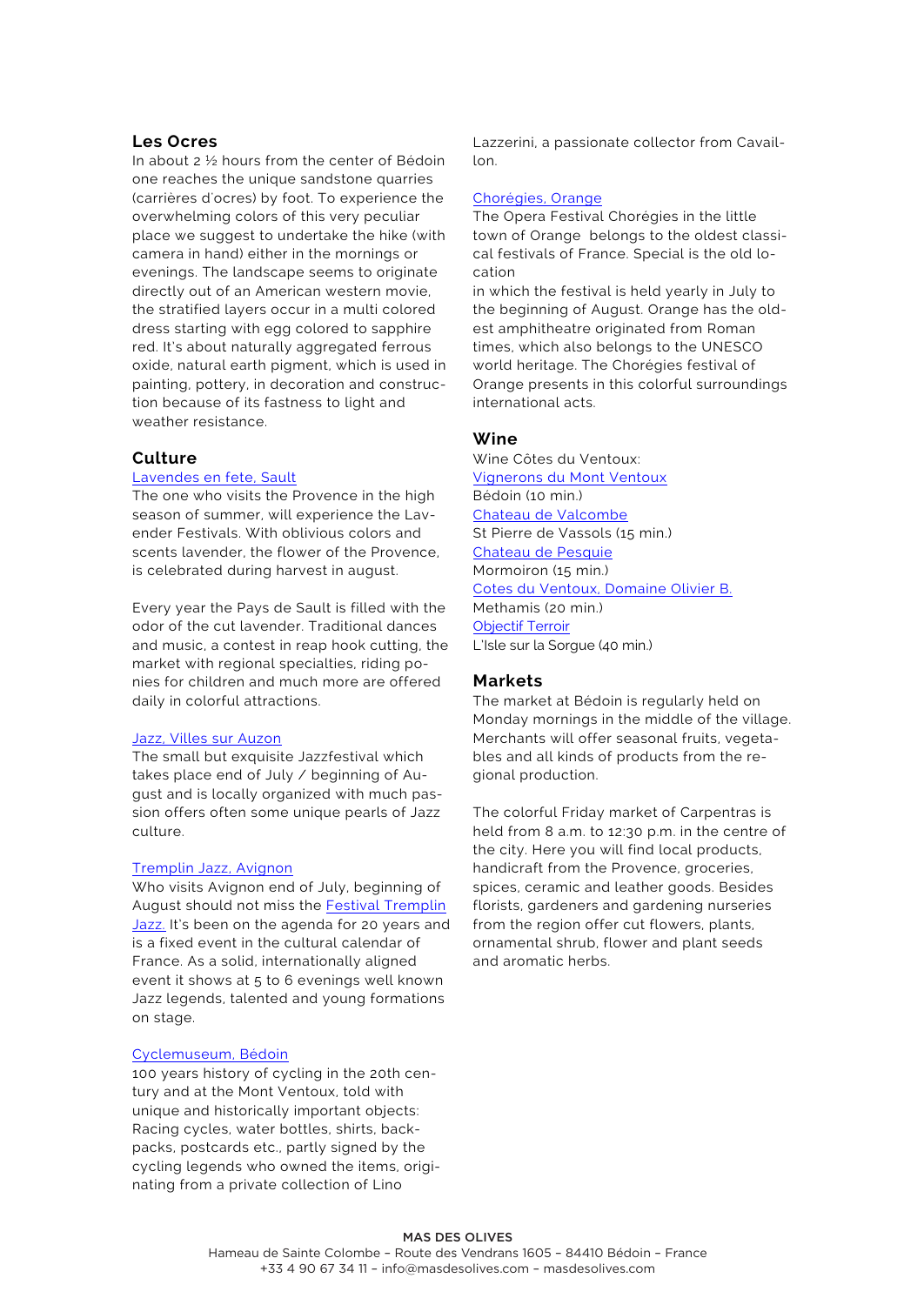## Les Ocres

In about 2 ½ hours from the center of Bédoin one reaches the unique sandstone quarries (carrières d'ocres) by foot. To experience the overwhelming colors of this very peculiar place we suggest to undertake the hike (with camera in hand) either in the mornings or evenings. The landscape seems to originate directly out of an American western movie, the stratified layers occur in a multi colored dress starting with egg colored to sapphire red. It's about naturally aggregated ferrous oxide, natural earth pigment, which is used in painting, pottery, in decoration and construction because of its fastness to light and weather resistance.

## Culture

[Lavendes en fete, Sault]

The one who visits the Provence in the high season of summer, will experience the Lavender Festivals. With oblivious colors and scents lavender, the flower of the Provence, is celebrated during harvest in august.

Every year the Pays de Sault is filled with the odor of the cut lavender. Traditional dances and music, a contest in reap hook cutting, the market with regional specialties, riding ponies for children and much more are offered daily in colorful attractions.

[Jazz, Villes sur Auzon]

The small but exquisite Jazzfestival which takes place end of July / beginning of August and is locally organized with much passion offers often some unique pearls of Jazz culture.

[Tremplin Jazz, Avignon]

Who visits Avignon end of July, beginning of August should not miss the [Festival Tremplin Jazz.] It's been on the agenda for 20 years and is a fixed event in the cultural calendar of France. As a solid, internationally aligned event it shows at 5 to 6 evenings well known Jazz legends, talented and young formations on stage.

[Cyclemuseum, Bédoin]

100 years history of cycling in the 20th century and at the Mont Ventoux, told with unique and historically important objects: Racing cycles, water bottles, shirts, backpacks, postcards etc., partly signed by the cycling legends who owned the items, originating from a private collection of Lino Lazzerini, a passionate collector from Cavaillon.

[Chorégies, Orange]

The Opera Festival Chorégies in the little town of Orange belongs to the oldest classical festivals of France. Special is the old location in which the festival is held yearly in July to the beginning of August. Orange has the oldest amphitheatre originated from Roman times, which also belongs to the UNESCO world heritage. The Chorégies festival of Orange presents in this colorful surroundings international acts.

## Wine

Wine Côtes du Ventoux:

[Vignerons du Mont Ventoux]
Bédoin (10 min.)

[Chateau de Valcombe]
St Pierre de Vassols (15 min.)

[Chateau de Pesquie]
Mormoiron (15 min.)

[Cotes du Ventoux, Domaine Olivier B.]
Methamis (20 min.)

[Objectif Terroir]
L'Isle sur la Sorgue (40 min.)

## Markets

The market at Bédoin is regularly held on Monday mornings in the middle of the village. Merchants will offer seasonal fruits, vegetables and all kinds of products from the regional production.

The colorful Friday market of Carpentras is held from 8 a.m. to 12:30 p.m. in the centre of the city. Here you will find local products, handicraft from the Provence, groceries, spices, ceramic and leather goods. Besides florists, gardeners and gardening nurseries from the region offer cut flowers, plants, ornamental shrub, flower and plant seeds and aromatic herbs.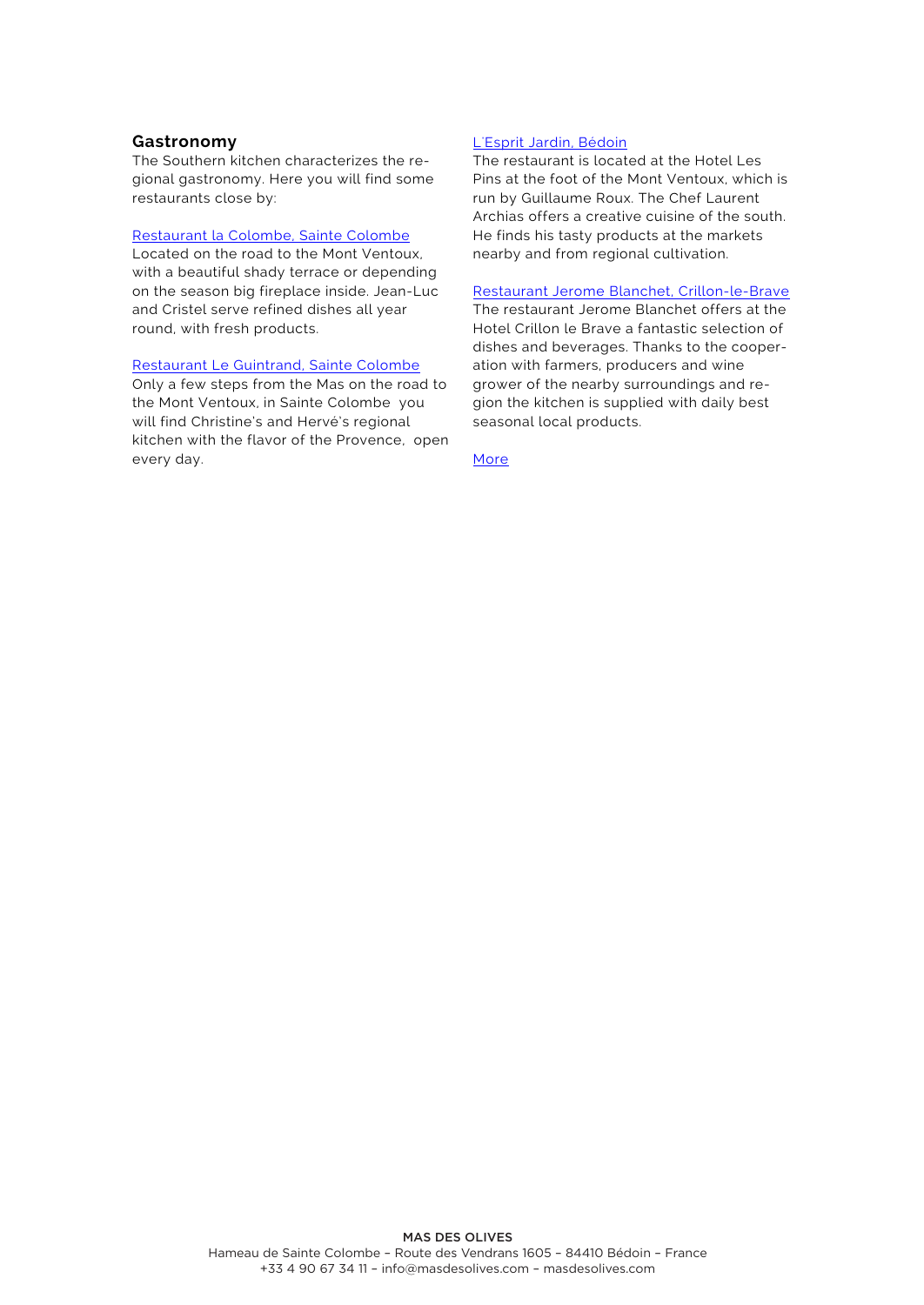## Gastronomy

The Southern kitchen characterizes the regional gastronomy. Here you will find some restaurants close by:

Restaurant la Colombe, Sainte Colombe
Located on the road to the Mont Ventoux, with a beautiful shady terrace or depending on the season big fireplace inside. Jean-Luc and Cristel serve refined dishes all year round, with fresh products.

Restaurant Le Guintrand, Sainte Colombe
Only a few steps from the Mas on the road to the Mont Ventoux, in Sainte Colombe you will find Christine's and Hervé's regional kitchen with the flavor of the Provence, open every day.

L´Esprit Jardin, Bédoin
The restaurant is located at the Hotel Les Pins at the foot of the Mont Ventoux, which is run by Guillaume Roux. The Chef Laurent Archias offers a creative cuisine of the south. He finds his tasty products at the markets nearby and from regional cultivation.

Restaurant Jerome Blanchet, Crillon-le-Brave
The restaurant Jerome Blanchet offers at the Hotel Crillon le Brave a fantastic selection of dishes and beverages. Thanks to the cooperation with farmers, producers and wine grower of the nearby surroundings and region the kitchen is supplied with daily best seasonal local products.

More